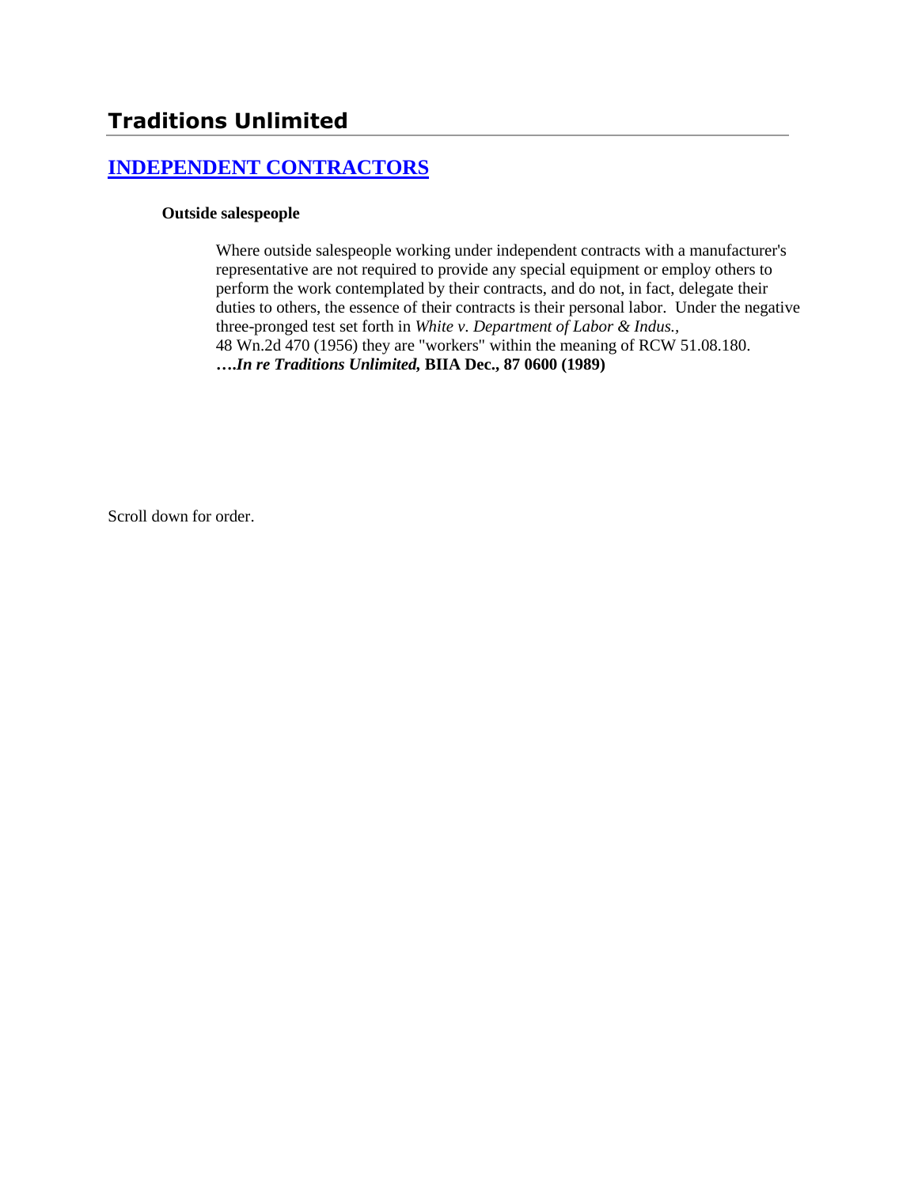# Traditions Unlimited

## INDEPENDENT CONTRACTORS

**Outside salespeople**

Where outside salespeople working under independent contracts with a manufacturer's representative are not required to provide any special equipment or employ others to perform the work contemplated by their contracts, and do not, in fact, delegate their duties to others, the essence of their contracts is their personal labor. Under the negative three-pronged test set forth in *White v. Department of Labor & Indus.*, 48 Wn.2d 470 (1956) they are "workers" within the meaning of RCW 51.08.180. **….*In re Traditions Unlimited,* BIIA Dec., 87 0600 (1989)**

Scroll down for order.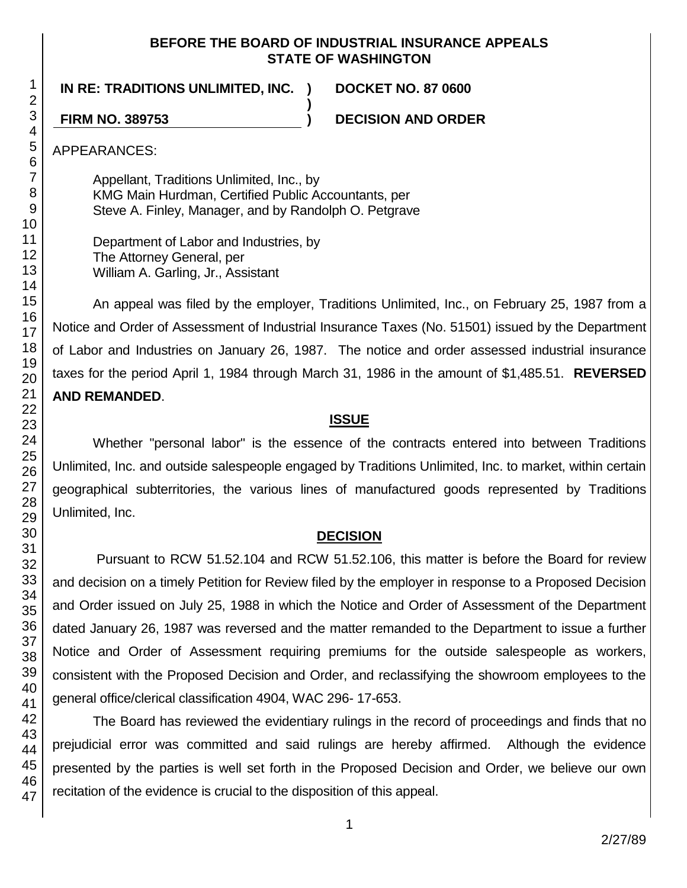**BEFORE THE BOARD OF INDUSTRIAL INSURANCE APPEALS**
**STATE OF WASHINGTON**

**IN RE: TRADITIONS UNLIMITED, INC.** ) **DOCKET NO. 87 0600**
)
**FIRM NO. 389753** ) **DECISION AND ORDER**

APPEARANCES:

Appellant, Traditions Unlimited, Inc., by
KMG Main Hurdman, Certified Public Accountants, per
Steve A. Finley, Manager, and by Randolph O. Petgrave

Department of Labor and Industries, by
The Attorney General, per
William A. Garling, Jr., Assistant

An appeal was filed by the employer, Traditions Unlimited, Inc., on February 25, 1987 from a Notice and Order of Assessment of Industrial Insurance Taxes (No. 51501) issued by the Department of Labor and Industries on January 26, 1987. The notice and order assessed industrial insurance taxes for the period April 1, 1984 through March 31, 1986 in the amount of $1,485.51. **REVERSED AND REMANDED**.

## ISSUE

Whether "personal labor" is the essence of the contracts entered into between Traditions Unlimited, Inc. and outside salespeople engaged by Traditions Unlimited, Inc. to market, within certain geographical subterritories, the various lines of manufactured goods represented by Traditions Unlimited, Inc.

## DECISION

Pursuant to RCW 51.52.104 and RCW 51.52.106, this matter is before the Board for review and decision on a timely Petition for Review filed by the employer in response to a Proposed Decision and Order issued on July 25, 1988 in which the Notice and Order of Assessment of the Department dated January 26, 1987 was reversed and the matter remanded to the Department to issue a further Notice and Order of Assessment requiring premiums for the outside salespeople as workers, consistent with the Proposed Decision and Order, and reclassifying the showroom employees to the general office/clerical classification 4904, WAC 296- 17-653.

The Board has reviewed the evidentiary rulings in the record of proceedings and finds that no prejudicial error was committed and said rulings are hereby affirmed. Although the evidence presented by the parties is well set forth in the Proposed Decision and Order, we believe our own recitation of the evidence is crucial to the disposition of this appeal.

2/27/89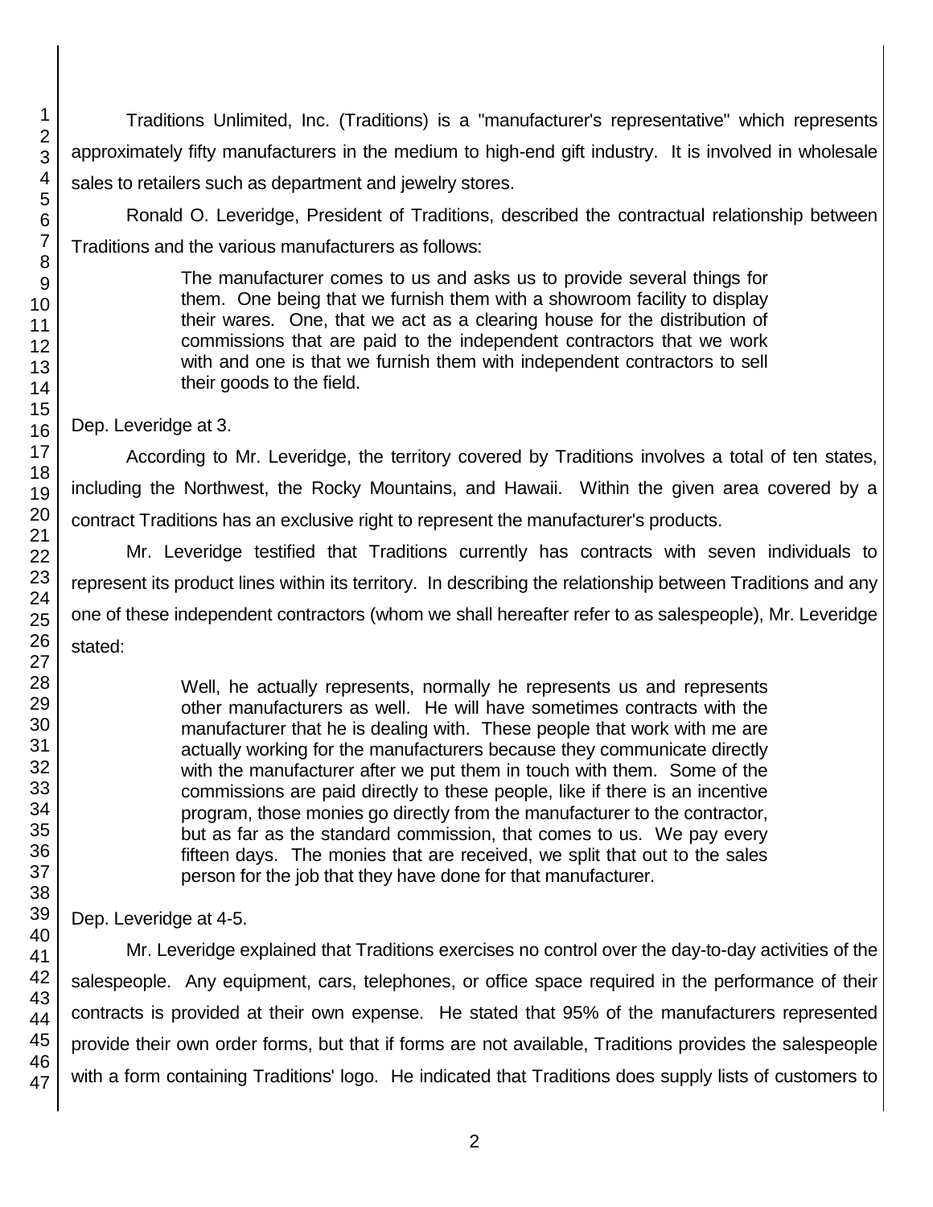Traditions Unlimited, Inc. (Traditions) is a "manufacturer's representative" which represents approximately fifty manufacturers in the medium to high-end gift industry. It is involved in wholesale sales to retailers such as department and jewelry stores.

Ronald O. Leveridge, President of Traditions, described the contractual relationship between Traditions and the various manufacturers as follows:

> The manufacturer comes to us and asks us to provide several things for them. One being that we furnish them with a showroom facility to display their wares. One, that we act as a clearing house for the distribution of commissions that are paid to the independent contractors that we work with and one is that we furnish them with independent contractors to sell their goods to the field.

Dep. Leveridge at 3.

According to Mr. Leveridge, the territory covered by Traditions involves a total of ten states, including the Northwest, the Rocky Mountains, and Hawaii. Within the given area covered by a contract Traditions has an exclusive right to represent the manufacturer's products.

Mr. Leveridge testified that Traditions currently has contracts with seven individuals to represent its product lines within its territory. In describing the relationship between Traditions and any one of these independent contractors (whom we shall hereafter refer to as salespeople), Mr. Leveridge stated:

> Well, he actually represents, normally he represents us and represents other manufacturers as well. He will have sometimes contracts with the manufacturer that he is dealing with. These people that work with me are actually working for the manufacturers because they communicate directly with the manufacturer after we put them in touch with them. Some of the commissions are paid directly to these people, like if there is an incentive program, those monies go directly from the manufacturer to the contractor, but as far as the standard commission, that comes to us. We pay every fifteen days. The monies that are received, we split that out to the sales person for the job that they have done for that manufacturer.

Dep. Leveridge at 4-5.

Mr. Leveridge explained that Traditions exercises no control over the day-to-day activities of the salespeople. Any equipment, cars, telephones, or office space required in the performance of their contracts is provided at their own expense. He stated that 95% of the manufacturers represented provide their own order forms, but that if forms are not available, Traditions provides the salespeople with a form containing Traditions' logo. He indicated that Traditions does supply lists of customers to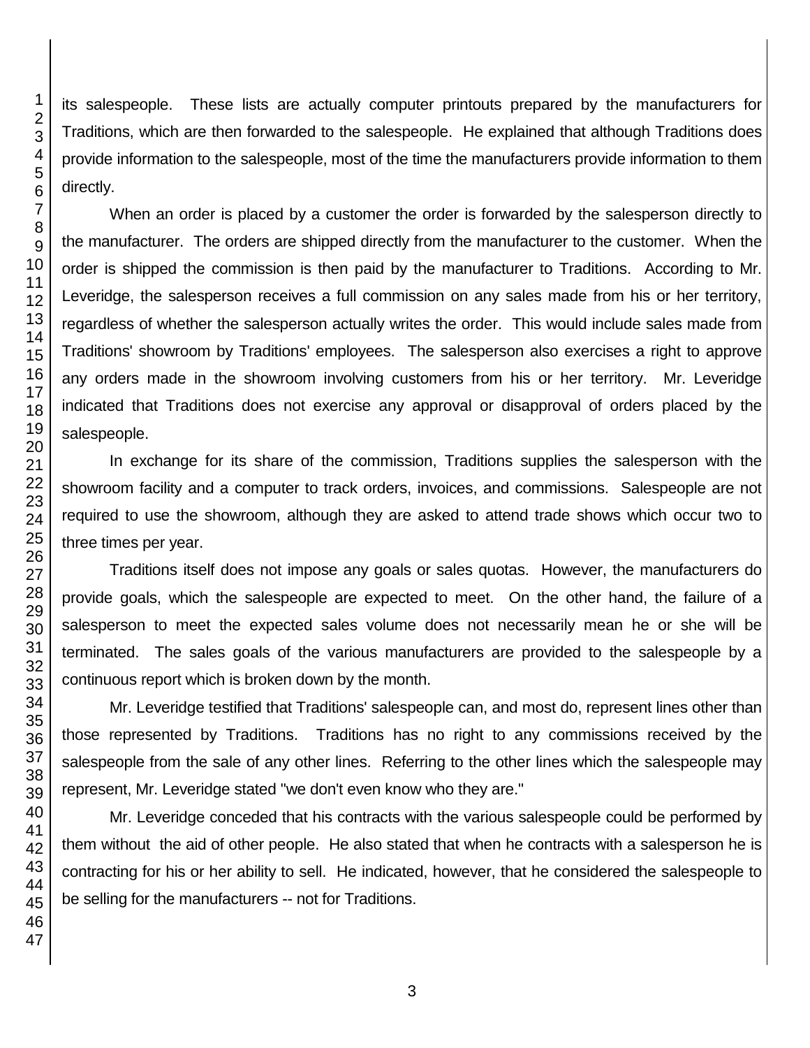its salespeople. These lists are actually computer printouts prepared by the manufacturers for Traditions, which are then forwarded to the salespeople. He explained that although Traditions does provide information to the salespeople, most of the time the manufacturers provide information to them directly.

When an order is placed by a customer the order is forwarded by the salesperson directly to the manufacturer. The orders are shipped directly from the manufacturer to the customer. When the order is shipped the commission is then paid by the manufacturer to Traditions. According to Mr. Leveridge, the salesperson receives a full commission on any sales made from his or her territory, regardless of whether the salesperson actually writes the order. This would include sales made from Traditions' showroom by Traditions' employees. The salesperson also exercises a right to approve any orders made in the showroom involving customers from his or her territory. Mr. Leveridge indicated that Traditions does not exercise any approval or disapproval of orders placed by the salespeople.

In exchange for its share of the commission, Traditions supplies the salesperson with the showroom facility and a computer to track orders, invoices, and commissions. Salespeople are not required to use the showroom, although they are asked to attend trade shows which occur two to three times per year.

Traditions itself does not impose any goals or sales quotas. However, the manufacturers do provide goals, which the salespeople are expected to meet. On the other hand, the failure of a salesperson to meet the expected sales volume does not necessarily mean he or she will be terminated. The sales goals of the various manufacturers are provided to the salespeople by a continuous report which is broken down by the month.

Mr. Leveridge testified that Traditions' salespeople can, and most do, represent lines other than those represented by Traditions. Traditions has no right to any commissions received by the salespeople from the sale of any other lines. Referring to the other lines which the salespeople may represent, Mr. Leveridge stated "we don't even know who they are."

Mr. Leveridge conceded that his contracts with the various salespeople could be performed by them without the aid of other people. He also stated that when he contracts with a salesperson he is contracting for his or her ability to sell. He indicated, however, that he considered the salespeople to be selling for the manufacturers -- not for Traditions.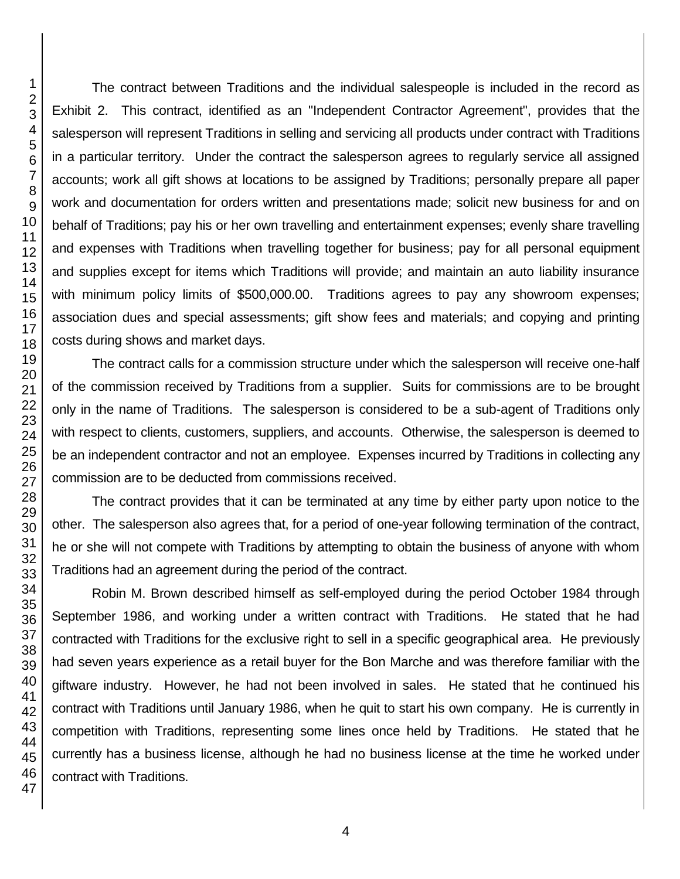The contract between Traditions and the individual salespeople is included in the record as Exhibit 2. This contract, identified as an "Independent Contractor Agreement", provides that the salesperson will represent Traditions in selling and servicing all products under contract with Traditions in a particular territory. Under the contract the salesperson agrees to regularly service all assigned accounts; work all gift shows at locations to be assigned by Traditions; personally prepare all paper work and documentation for orders written and presentations made; solicit new business for and on behalf of Traditions; pay his or her own travelling and entertainment expenses; evenly share travelling and expenses with Traditions when travelling together for business; pay for all personal equipment and supplies except for items which Traditions will provide; and maintain an auto liability insurance with minimum policy limits of $500,000.00. Traditions agrees to pay any showroom expenses; association dues and special assessments; gift show fees and materials; and copying and printing costs during shows and market days.

The contract calls for a commission structure under which the salesperson will receive one-half of the commission received by Traditions from a supplier. Suits for commissions are to be brought only in the name of Traditions. The salesperson is considered to be a sub-agent of Traditions only with respect to clients, customers, suppliers, and accounts. Otherwise, the salesperson is deemed to be an independent contractor and not an employee. Expenses incurred by Traditions in collecting any commission are to be deducted from commissions received.

The contract provides that it can be terminated at any time by either party upon notice to the other. The salesperson also agrees that, for a period of one-year following termination of the contract, he or she will not compete with Traditions by attempting to obtain the business of anyone with whom Traditions had an agreement during the period of the contract.

Robin M. Brown described himself as self-employed during the period October 1984 through September 1986, and working under a written contract with Traditions. He stated that he had contracted with Traditions for the exclusive right to sell in a specific geographical area. He previously had seven years experience as a retail buyer for the Bon Marche and was therefore familiar with the giftware industry. However, he had not been involved in sales. He stated that he continued his contract with Traditions until January 1986, when he quit to start his own company. He is currently in competition with Traditions, representing some lines once held by Traditions. He stated that he currently has a business license, although he had no business license at the time he worked under contract with Traditions.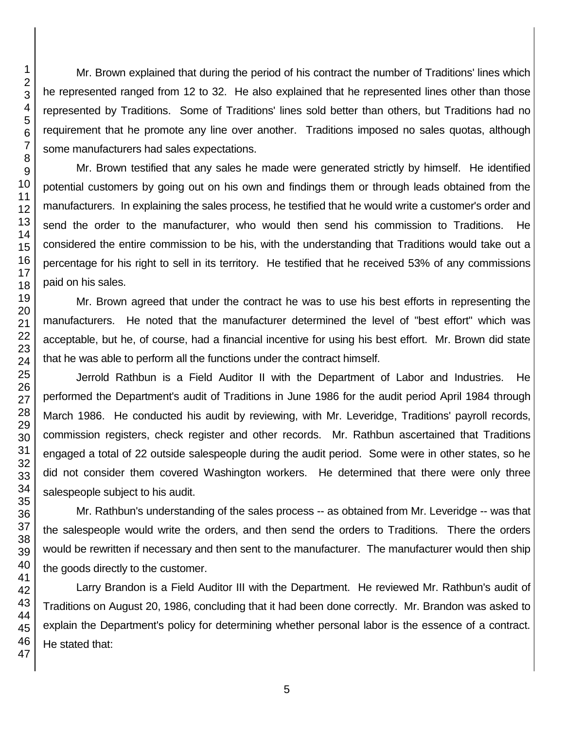Mr. Brown explained that during the period of his contract the number of Traditions' lines which he represented ranged from 12 to 32. He also explained that he represented lines other than those represented by Traditions. Some of Traditions' lines sold better than others, but Traditions had no requirement that he promote any line over another. Traditions imposed no sales quotas, although some manufacturers had sales expectations.

Mr. Brown testified that any sales he made were generated strictly by himself. He identified potential customers by going out on his own and findings them or through leads obtained from the manufacturers. In explaining the sales process, he testified that he would write a customer's order and send the order to the manufacturer, who would then send his commission to Traditions. He considered the entire commission to be his, with the understanding that Traditions would take out a percentage for his right to sell in its territory. He testified that he received 53% of any commissions paid on his sales.

Mr. Brown agreed that under the contract he was to use his best efforts in representing the manufacturers. He noted that the manufacturer determined the level of "best effort" which was acceptable, but he, of course, had a financial incentive for using his best effort. Mr. Brown did state that he was able to perform all the functions under the contract himself.

Jerrold Rathbun is a Field Auditor II with the Department of Labor and Industries. He performed the Department's audit of Traditions in June 1986 for the audit period April 1984 through March 1986. He conducted his audit by reviewing, with Mr. Leveridge, Traditions' payroll records, commission registers, check register and other records. Mr. Rathbun ascertained that Traditions engaged a total of 22 outside salespeople during the audit period. Some were in other states, so he did not consider them covered Washington workers. He determined that there were only three salespeople subject to his audit.

Mr. Rathbun's understanding of the sales process -- as obtained from Mr. Leveridge -- was that the salespeople would write the orders, and then send the orders to Traditions. There the orders would be rewritten if necessary and then sent to the manufacturer. The manufacturer would then ship the goods directly to the customer.

Larry Brandon is a Field Auditor III with the Department. He reviewed Mr. Rathbun's audit of Traditions on August 20, 1986, concluding that it had been done correctly. Mr. Brandon was asked to explain the Department's policy for determining whether personal labor is the essence of a contract. He stated that: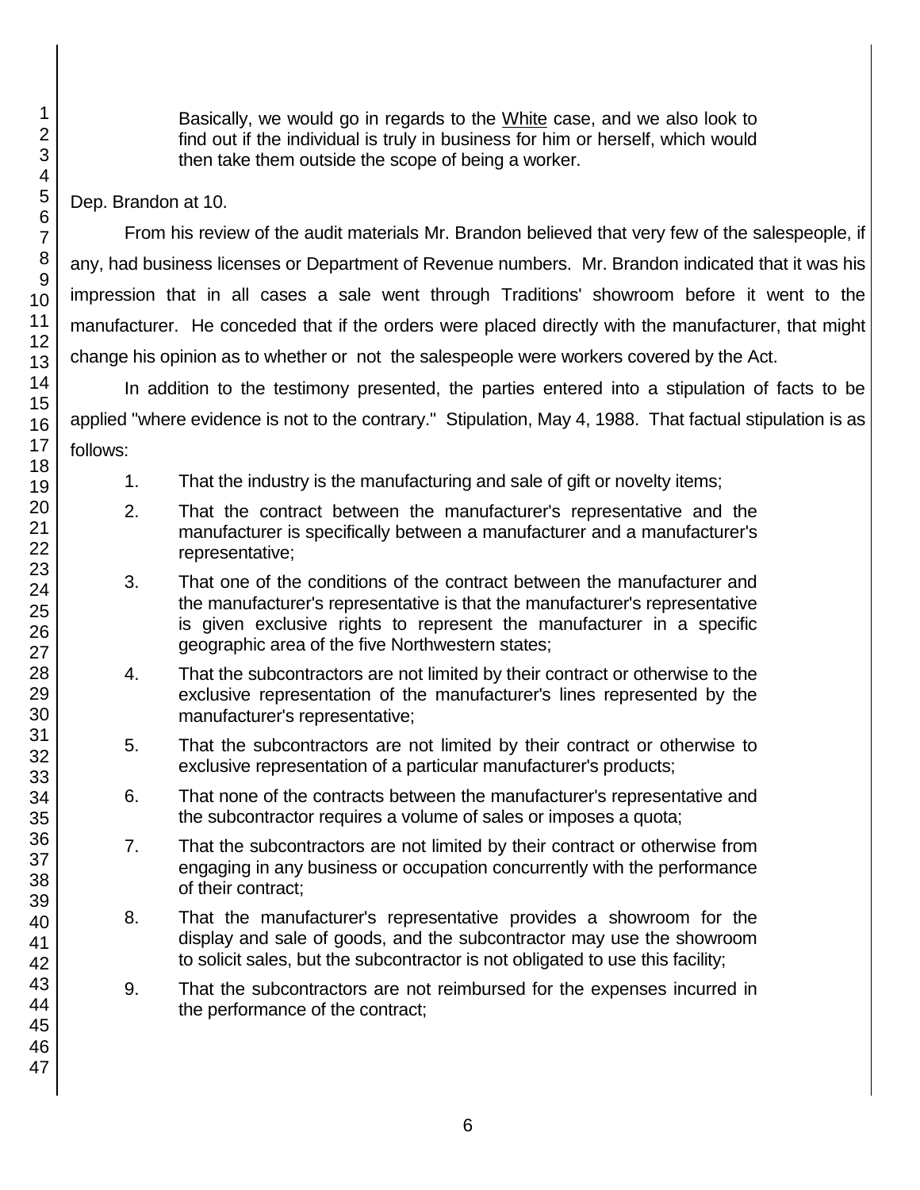> Basically, we would go in regards to the White case, and we also look to find out if the individual is truly in business for him or herself, which would then take them outside the scope of being a worker.

Dep. Brandon at 10.

From his review of the audit materials Mr. Brandon believed that very few of the salespeople, if any, had business licenses or Department of Revenue numbers. Mr. Brandon indicated that it was his impression that in all cases a sale went through Traditions' showroom before it went to the manufacturer. He conceded that if the orders were placed directly with the manufacturer, that might change his opinion as to whether or not the salespeople were workers covered by the Act.

In addition to the testimony presented, the parties entered into a stipulation of facts to be applied "where evidence is not to the contrary." Stipulation, May 4, 1988. That factual stipulation is as follows:

1. That the industry is the manufacturing and sale of gift or novelty items;
2. That the contract between the manufacturer's representative and the manufacturer is specifically between a manufacturer and a manufacturer's representative;
3. That one of the conditions of the contract between the manufacturer and the manufacturer's representative is that the manufacturer's representative is given exclusive rights to represent the manufacturer in a specific geographic area of the five Northwestern states;
4. That the subcontractors are not limited by their contract or otherwise to the exclusive representation of the manufacturer's lines represented by the manufacturer's representative;
5. That the subcontractors are not limited by their contract or otherwise to exclusive representation of a particular manufacturer's products;
6. That none of the contracts between the manufacturer's representative and the subcontractor requires a volume of sales or imposes a quota;
7. That the subcontractors are not limited by their contract or otherwise from engaging in any business or occupation concurrently with the performance of their contract;
8. That the manufacturer's representative provides a showroom for the display and sale of goods, and the subcontractor may use the showroom to solicit sales, but the subcontractor is not obligated to use this facility;
9. That the subcontractors are not reimbursed for the expenses incurred in the performance of the contract;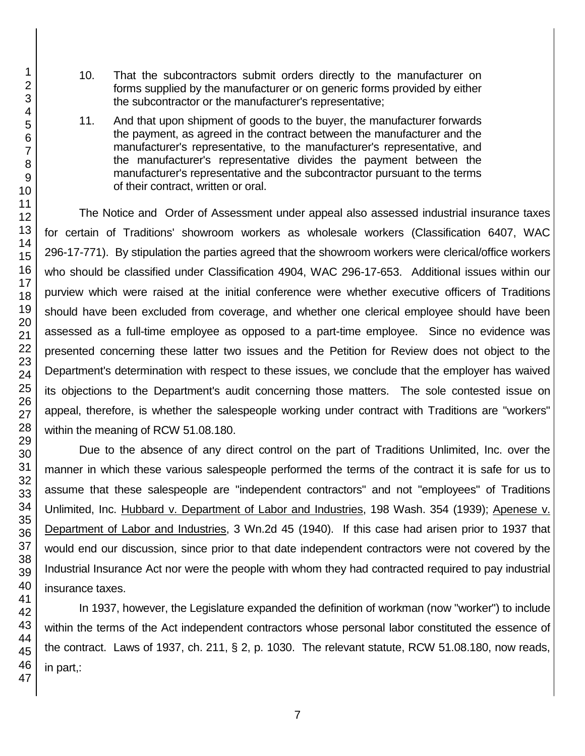10. That the subcontractors submit orders directly to the manufacturer on forms supplied by the manufacturer or on generic forms provided by either the subcontractor or the manufacturer's representative;

11. And that upon shipment of goods to the buyer, the manufacturer forwards the payment, as agreed in the contract between the manufacturer and the manufacturer's representative, to the manufacturer's representative, and the manufacturer's representative divides the payment between the manufacturer's representative and the subcontractor pursuant to the terms of their contract, written or oral.

The Notice and Order of Assessment under appeal also assessed industrial insurance taxes for certain of Traditions' showroom workers as wholesale workers (Classification 6407, WAC 296-17-771). By stipulation the parties agreed that the showroom workers were clerical/office workers who should be classified under Classification 4904, WAC 296-17-653. Additional issues within our purview which were raised at the initial conference were whether executive officers of Traditions should have been excluded from coverage, and whether one clerical employee should have been assessed as a full-time employee as opposed to a part-time employee. Since no evidence was presented concerning these latter two issues and the Petition for Review does not object to the Department's determination with respect to these issues, we conclude that the employer has waived its objections to the Department's audit concerning those matters. The sole contested issue on appeal, therefore, is whether the salespeople working under contract with Traditions are "workers" within the meaning of RCW 51.08.180.

Due to the absence of any direct control on the part of Traditions Unlimited, Inc. over the manner in which these various salespeople performed the terms of the contract it is safe for us to assume that these salespeople are "independent contractors" and not "employees" of Traditions Unlimited, Inc. Hubbard v. Department of Labor and Industries, 198 Wash. 354 (1939); Apenese v. Department of Labor and Industries, 3 Wn.2d 45 (1940). If this case had arisen prior to 1937 that would end our discussion, since prior to that date independent contractors were not covered by the Industrial Insurance Act nor were the people with whom they had contracted required to pay industrial insurance taxes.

In 1937, however, the Legislature expanded the definition of workman (now "worker") to include within the terms of the Act independent contractors whose personal labor constituted the essence of the contract. Laws of 1937, ch. 211, § 2, p. 1030. The relevant statute, RCW 51.08.180, now reads, in part,: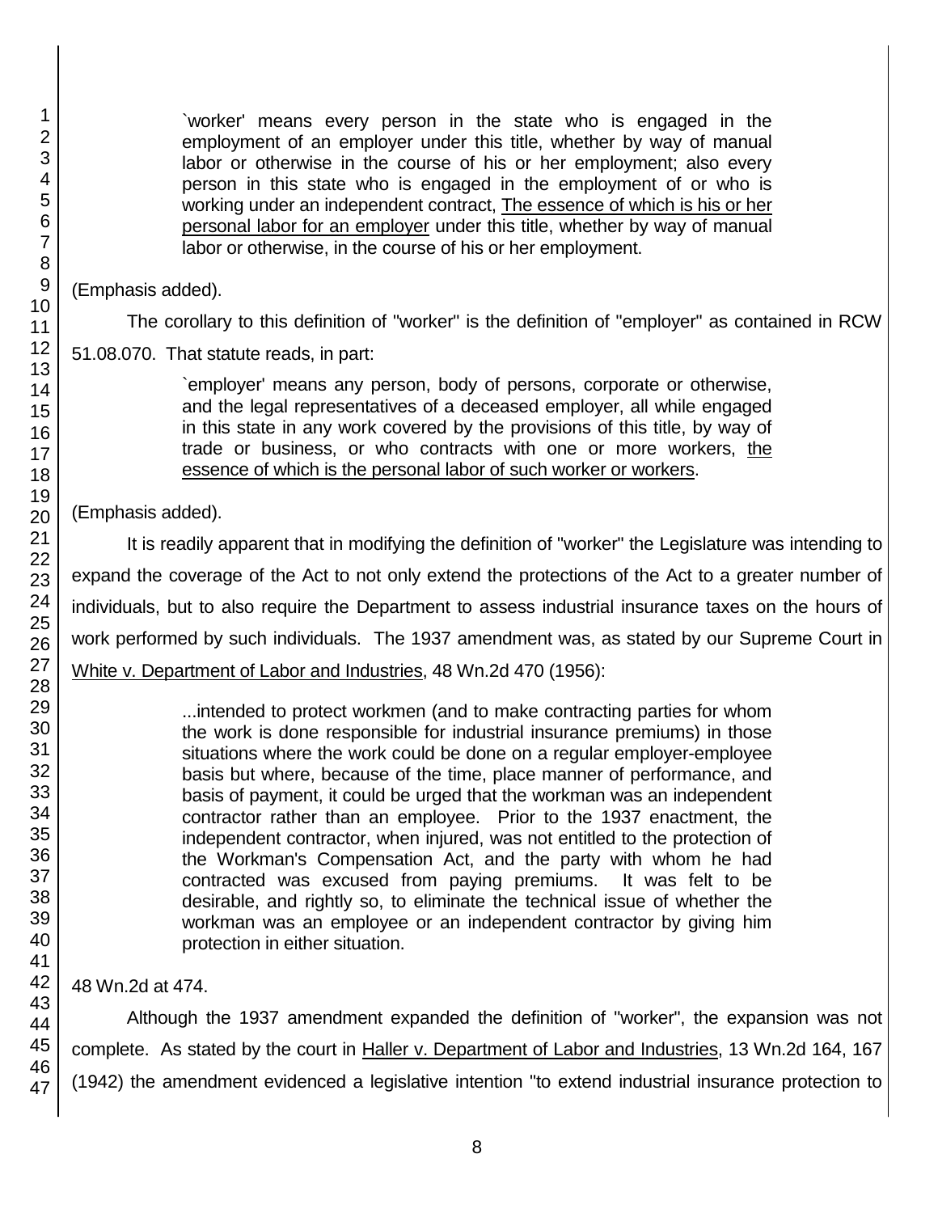> `worker' means every person in the state who is engaged in the employment of an employer under this title, whether by way of manual labor or otherwise in the course of his or her employment; also every person in this state who is engaged in the employment of or who is working under an independent contract, <u>The essence of which is his or her personal labor for an employer</u> under this title, whether by way of manual labor or otherwise, in the course of his or her employment.

(Emphasis added).

The corollary to this definition of "worker" is the definition of "employer" as contained in RCW 51.08.070. That statute reads, in part:

> `employer' means any person, body of persons, corporate or otherwise, and the legal representatives of a deceased employer, all while engaged in this state in any work covered by the provisions of this title, by way of trade or business, or who contracts with one or more workers, <u>the essence of which is the personal labor of such worker or workers</u>.

(Emphasis added).

It is readily apparent that in modifying the definition of "worker" the Legislature was intending to expand the coverage of the Act to not only extend the protections of the Act to a greater number of individuals, but to also require the Department to assess industrial insurance taxes on the hours of work performed by such individuals. The 1937 amendment was, as stated by our Supreme Court in <u>White v. Department of Labor and Industries</u>, 48 Wn.2d 470 (1956):

> ...intended to protect workmen (and to make contracting parties for whom the work is done responsible for industrial insurance premiums) in those situations where the work could be done on a regular employer-employee basis but where, because of the time, place manner of performance, and basis of payment, it could be urged that the workman was an independent contractor rather than an employee. Prior to the 1937 enactment, the independent contractor, when injured, was not entitled to the protection of the Workman's Compensation Act, and the party with whom he had contracted was excused from paying premiums. It was felt to be desirable, and rightly so, to eliminate the technical issue of whether the workman was an employee or an independent contractor by giving him protection in either situation.

48 Wn.2d at 474.

Although the 1937 amendment expanded the definition of "worker", the expansion was not complete. As stated by the court in <u>Haller v. Department of Labor and Industries</u>, 13 Wn.2d 164, 167 (1942) the amendment evidenced a legislative intention "to extend industrial insurance protection to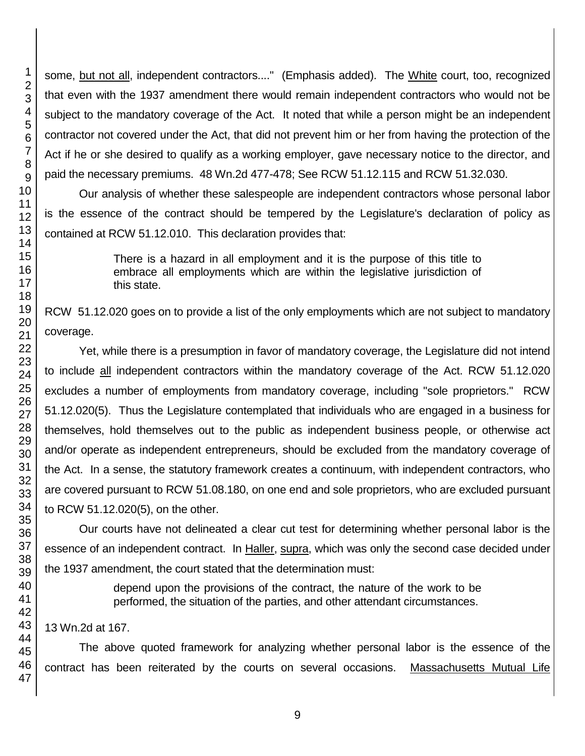some, but not all, independent contractors...." (Emphasis added). The White court, too, recognized that even with the 1937 amendment there would remain independent contractors who would not be subject to the mandatory coverage of the Act. It noted that while a person might be an independent contractor not covered under the Act, that did not prevent him or her from having the protection of the Act if he or she desired to qualify as a working employer, gave necessary notice to the director, and paid the necessary premiums. 48 Wn.2d 477-478; See RCW 51.12.115 and RCW 51.32.030.

Our analysis of whether these salespeople are independent contractors whose personal labor is the essence of the contract should be tempered by the Legislature's declaration of policy as contained at RCW 51.12.010. This declaration provides that:

> There is a hazard in all employment and it is the purpose of this title to embrace all employments which are within the legislative jurisdiction of this state.

RCW 51.12.020 goes on to provide a list of the only employments which are not subject to mandatory coverage.

Yet, while there is a presumption in favor of mandatory coverage, the Legislature did not intend to include all independent contractors within the mandatory coverage of the Act. RCW 51.12.020 excludes a number of employments from mandatory coverage, including "sole proprietors." RCW 51.12.020(5). Thus the Legislature contemplated that individuals who are engaged in a business for themselves, hold themselves out to the public as independent business people, or otherwise act and/or operate as independent entrepreneurs, should be excluded from the mandatory coverage of the Act. In a sense, the statutory framework creates a continuum, with independent contractors, who are covered pursuant to RCW 51.08.180, on one end and sole proprietors, who are excluded pursuant to RCW 51.12.020(5), on the other.

Our courts have not delineated a clear cut test for determining whether personal labor is the essence of an independent contract. In Haller, supra, which was only the second case decided under the 1937 amendment, the court stated that the determination must:

> depend upon the provisions of the contract, the nature of the work to be performed, the situation of the parties, and other attendant circumstances.

13 Wn.2d at 167.

The above quoted framework for analyzing whether personal labor is the essence of the contract has been reiterated by the courts on several occasions. Massachusetts Mutual Life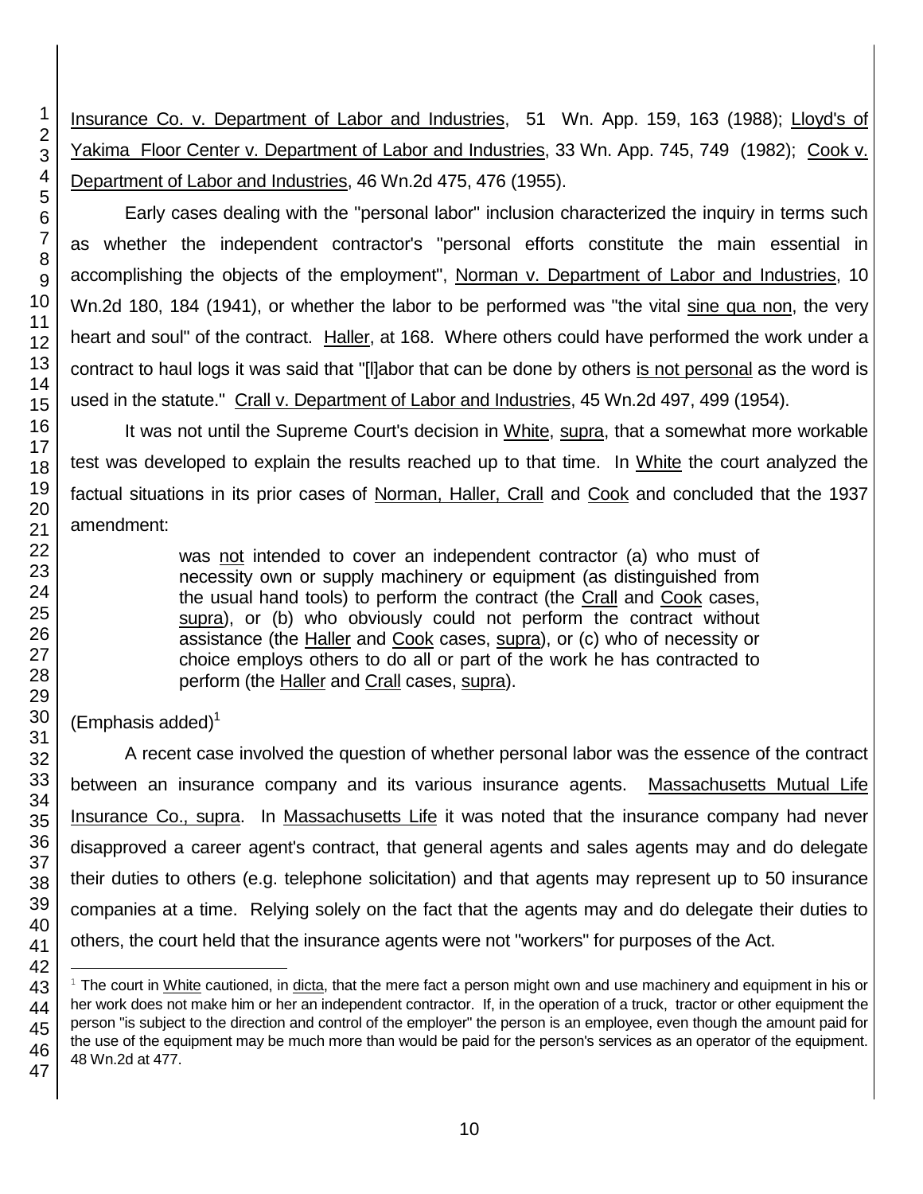Insurance Co. v. Department of Labor and Industries, 51 Wn. App. 159, 163 (1988); Lloyd's of Yakima Floor Center v. Department of Labor and Industries, 33 Wn. App. 745, 749 (1982); Cook v. Department of Labor and Industries, 46 Wn.2d 475, 476 (1955).

Early cases dealing with the "personal labor" inclusion characterized the inquiry in terms such as whether the independent contractor's "personal efforts constitute the main essential in accomplishing the objects of the employment", Norman v. Department of Labor and Industries, 10 Wn.2d 180, 184 (1941), or whether the labor to be performed was "the vital sine qua non, the very heart and soul" of the contract. Haller, at 168. Where others could have performed the work under a contract to haul logs it was said that "[l]abor that can be done by others is not personal as the word is used in the statute." Crall v. Department of Labor and Industries, 45 Wn.2d 497, 499 (1954).

It was not until the Supreme Court's decision in White, supra, that a somewhat more workable test was developed to explain the results reached up to that time. In White the court analyzed the factual situations in its prior cases of Norman, Haller, Crall and Cook and concluded that the 1937 amendment:

> was not intended to cover an independent contractor (a) who must of necessity own or supply machinery or equipment (as distinguished from the usual hand tools) to perform the contract (the Crall and Cook cases, supra), or (b) who obviously could not perform the contract without assistance (the Haller and Cook cases, supra), or (c) who of necessity or choice employs others to do all or part of the work he has contracted to perform (the Haller and Crall cases, supra).

(Emphasis added)[1]

A recent case involved the question of whether personal labor was the essence of the contract between an insurance company and its various insurance agents. Massachusetts Mutual Life Insurance Co., supra. In Massachusetts Life it was noted that the insurance company had never disapproved a career agent's contract, that general agents and sales agents may and do delegate their duties to others (e.g. telephone solicitation) and that agents may represent up to 50 insurance companies at a time. Relying solely on the fact that the agents may and do delegate their duties to others, the court held that the insurance agents were not "workers" for purposes of the Act.

---

[1] The court in White cautioned, in dicta, that the mere fact a person might own and use machinery and equipment in his or her work does not make him or her an independent contractor. If, in the operation of a truck, tractor or other equipment the person "is subject to the direction and control of the employer" the person is an employee, even though the amount paid for the use of the equipment may be much more than would be paid for the person's services as an operator of the equipment. 48 Wn.2d at 477.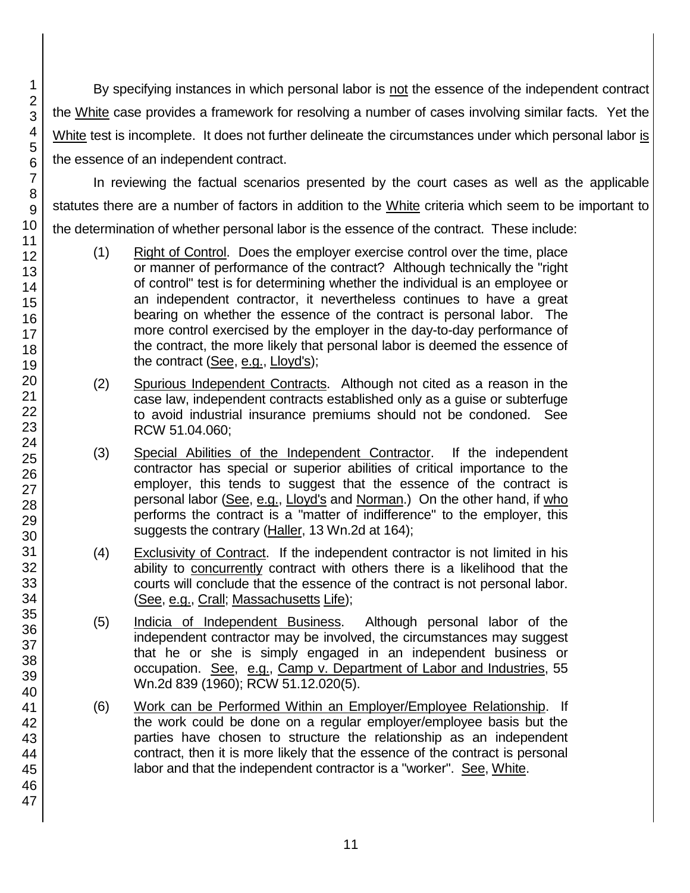By specifying instances in which personal labor is not the essence of the independent contract the White case provides a framework for resolving a number of cases involving similar facts. Yet the White test is incomplete. It does not further delineate the circumstances under which personal labor is the essence of an independent contract.

In reviewing the factual scenarios presented by the court cases as well as the applicable statutes there are a number of factors in addition to the White criteria which seem to be important to the determination of whether personal labor is the essence of the contract. These include:

(1) Right of Control. Does the employer exercise control over the time, place or manner of performance of the contract? Although technically the "right of control" test is for determining whether the individual is an employee or an independent contractor, it nevertheless continues to have a great bearing on whether the essence of the contract is personal labor. The more control exercised by the employer in the day-to-day performance of the contract, the more likely that personal labor is deemed the essence of the contract (See, e.g., Lloyd's);

(2) Spurious Independent Contracts. Although not cited as a reason in the case law, independent contracts established only as a guise or subterfuge to avoid industrial insurance premiums should not be condoned. See RCW 51.04.060;

(3) Special Abilities of the Independent Contractor. If the independent contractor has special or superior abilities of critical importance to the employer, this tends to suggest that the essence of the contract is personal labor (See, e.g., Lloyd's and Norman.) On the other hand, if who performs the contract is a "matter of indifference" to the employer, this suggests the contrary (Haller, 13 Wn.2d at 164);

(4) Exclusivity of Contract. If the independent contractor is not limited in his ability to concurrently contract with others there is a likelihood that the courts will conclude that the essence of the contract is not personal labor. (See, e.g., Crall; Massachusetts Life);

(5) Indicia of Independent Business. Although personal labor of the independent contractor may be involved, the circumstances may suggest that he or she is simply engaged in an independent business or occupation. See, e.g., Camp v. Department of Labor and Industries, 55 Wn.2d 839 (1960); RCW 51.12.020(5).

(6) Work can be Performed Within an Employer/Employee Relationship. If the work could be done on a regular employer/employee basis but the parties have chosen to structure the relationship as an independent contract, then it is more likely that the essence of the contract is personal labor and that the independent contractor is a "worker". See, White.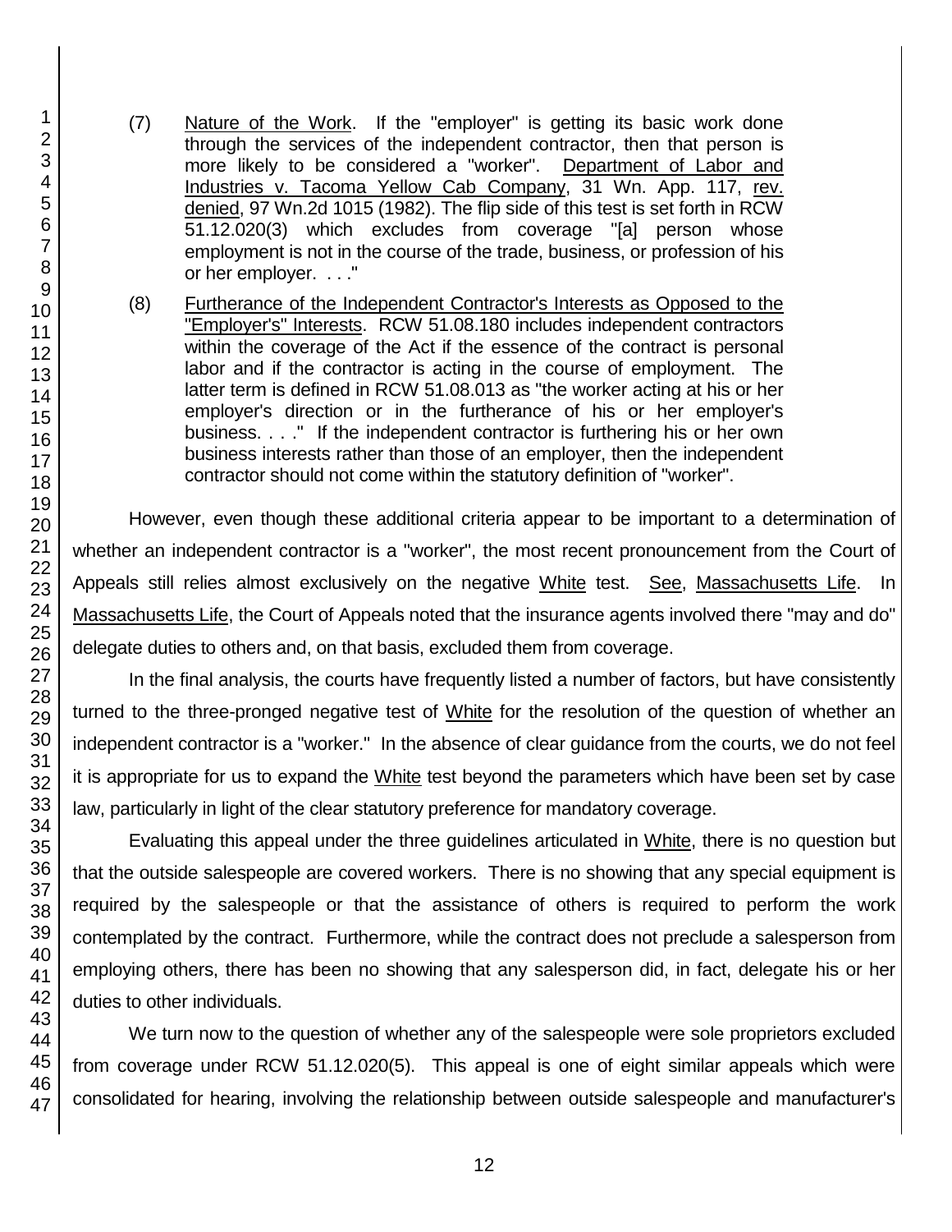(7) Nature of the Work. If the "employer" is getting its basic work done through the services of the independent contractor, then that person is more likely to be considered a "worker". Department of Labor and Industries v. Tacoma Yellow Cab Company, 31 Wn. App. 117, rev. denied, 97 Wn.2d 1015 (1982). The flip side of this test is set forth in RCW 51.12.020(3) which excludes from coverage "[a] person whose employment is not in the course of the trade, business, or profession of his or her employer. . . ."

(8) Furtherance of the Independent Contractor's Interests as Opposed to the "Employer's" Interests. RCW 51.08.180 includes independent contractors within the coverage of the Act if the essence of the contract is personal labor and if the contractor is acting in the course of employment. The latter term is defined in RCW 51.08.013 as "the worker acting at his or her employer's direction or in the furtherance of his or her employer's business. . . ." If the independent contractor is furthering his or her own business interests rather than those of an employer, then the independent contractor should not come within the statutory definition of "worker".

However, even though these additional criteria appear to be important to a determination of whether an independent contractor is a "worker", the most recent pronouncement from the Court of Appeals still relies almost exclusively on the negative White test. See, Massachusetts Life. In Massachusetts Life, the Court of Appeals noted that the insurance agents involved there "may and do" delegate duties to others and, on that basis, excluded them from coverage.

In the final analysis, the courts have frequently listed a number of factors, but have consistently turned to the three-pronged negative test of White for the resolution of the question of whether an independent contractor is a "worker." In the absence of clear guidance from the courts, we do not feel it is appropriate for us to expand the White test beyond the parameters which have been set by case law, particularly in light of the clear statutory preference for mandatory coverage.

Evaluating this appeal under the three guidelines articulated in White, there is no question but that the outside salespeople are covered workers. There is no showing that any special equipment is required by the salespeople or that the assistance of others is required to perform the work contemplated by the contract. Furthermore, while the contract does not preclude a salesperson from employing others, there has been no showing that any salesperson did, in fact, delegate his or her duties to other individuals.

We turn now to the question of whether any of the salespeople were sole proprietors excluded from coverage under RCW 51.12.020(5). This appeal is one of eight similar appeals which were consolidated for hearing, involving the relationship between outside salespeople and manufacturer's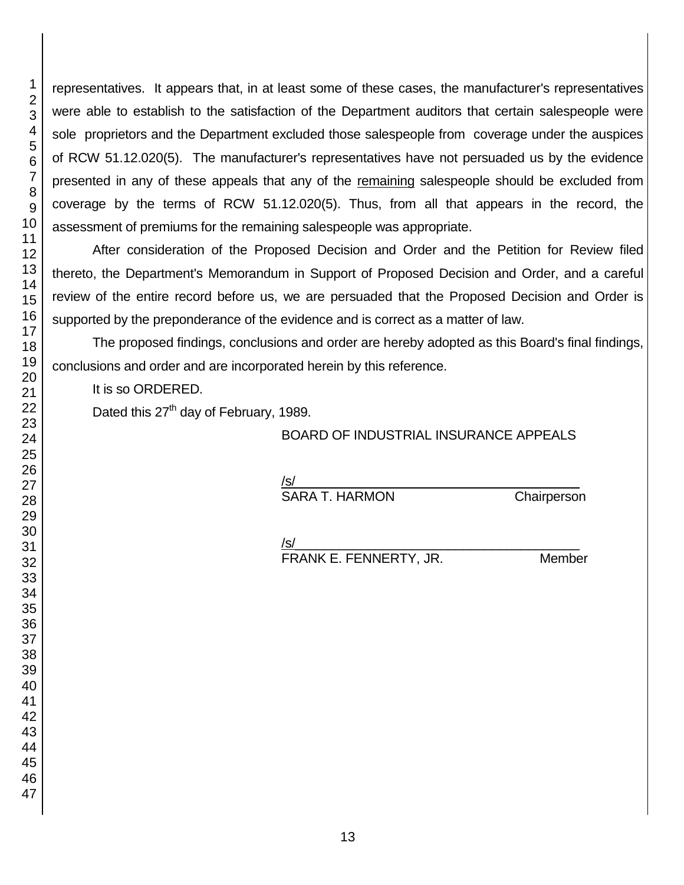representatives. It appears that, in at least some of these cases, the manufacturer's representatives were able to establish to the satisfaction of the Department auditors that certain salespeople were sole proprietors and the Department excluded those salespeople from coverage under the auspices of RCW 51.12.020(5). The manufacturer's representatives have not persuaded us by the evidence presented in any of these appeals that any of the remaining salespeople should be excluded from coverage by the terms of RCW 51.12.020(5). Thus, from all that appears in the record, the assessment of premiums for the remaining salespeople was appropriate.

After consideration of the Proposed Decision and Order and the Petition for Review filed thereto, the Department's Memorandum in Support of Proposed Decision and Order, and a careful review of the entire record before us, we are persuaded that the Proposed Decision and Order is supported by the preponderance of the evidence and is correct as a matter of law.

The proposed findings, conclusions and order are hereby adopted as this Board's final findings, conclusions and order and are incorporated herein by this reference.

It is so ORDERED.

Dated this 27th day of February, 1989.

BOARD OF INDUSTRIAL INSURANCE APPEALS

/s/
SARA T. HARMON Chairperson

/s/
FRANK E. FENNERTY, JR. Member